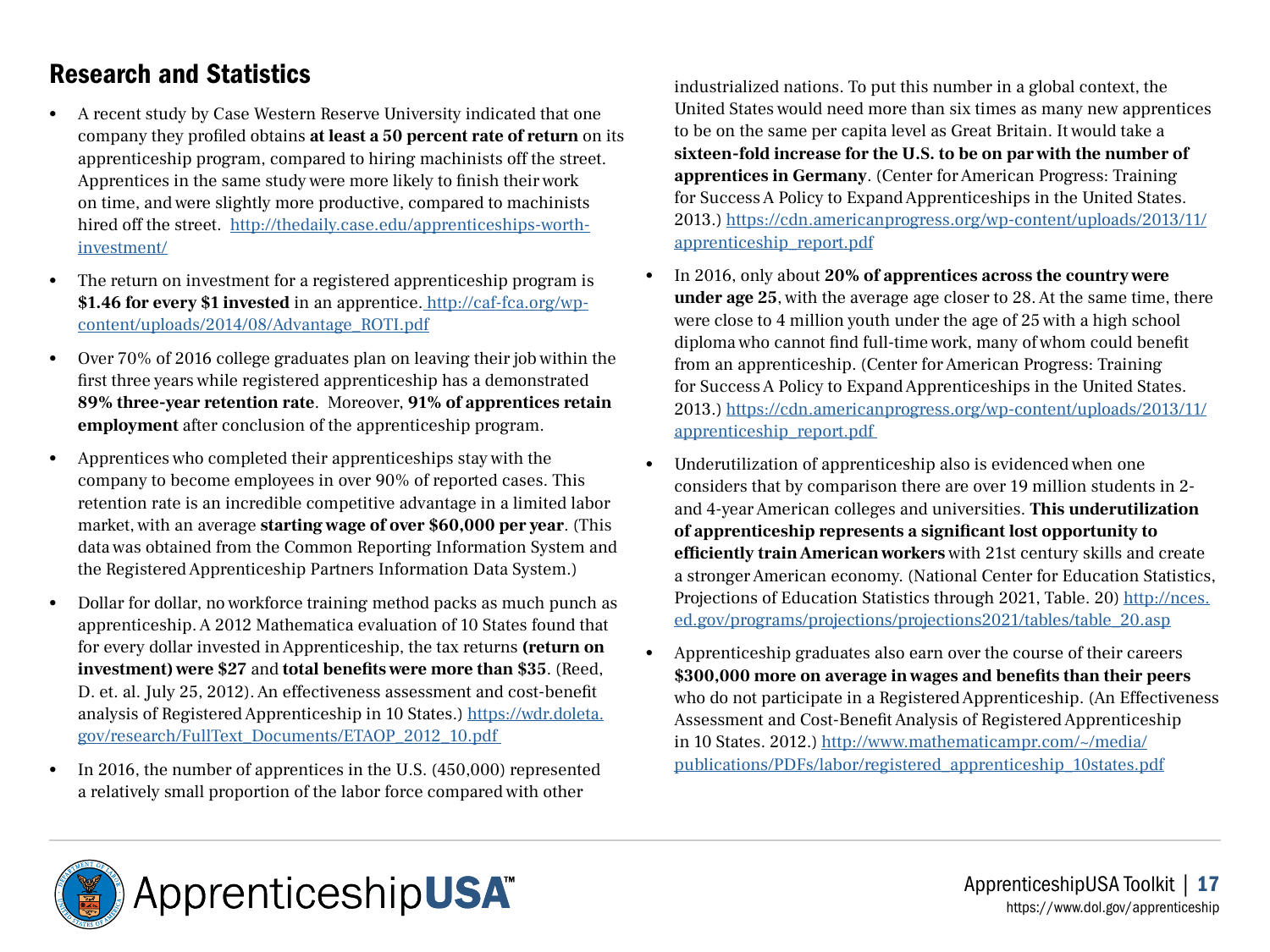## Research and Statistics

- A recent study by Case Western Reserve University indicated that one company they profiled obtains **at least a 50 percent rate of return** on its apprenticeship program, compared to hiring machinists off the street. Apprentices in the same study were more likely to finish their work on time, and were slightly more productive, compared to machinists hired off the street. http://thedaily.case.edu/apprenticeships-worth-investment/

- The return on investment for a registered apprenticeship program is **$1.46 for every $1 invested** in an apprentice. http://caf-fca.org/wp-content/uploads/2014/08/Advantage_ROTI.pdf

- Over 70% of 2016 college graduates plan on leaving their job within the first three years while registered apprenticeship has a demonstrated **89% three-year retention rate**. Moreover, **91% of apprentices retain employment** after conclusion of the apprenticeship program.

- Apprentices who completed their apprenticeships stay with the company to become employees in over 90% of reported cases. This retention rate is an incredible competitive advantage in a limited labor market, with an average **starting wage of over $60,000 per year**. (This data was obtained from the Common Reporting Information System and the Registered Apprenticeship Partners Information Data System.)

- Dollar for dollar, no workforce training method packs as much punch as apprenticeship. A 2012 Mathematica evaluation of 10 States found that for every dollar invested in Apprenticeship, the tax returns **(return on investment) were $27** and **total benefits were more than $35**. (Reed, D. et. al. July 25, 2012). An effectiveness assessment and cost-benefit analysis of Registered Apprenticeship in 10 States.) https://wdr.doleta.gov/research/FullText_Documents/ETAOP_2012_10.pdf

- In 2016, the number of apprentices in the U.S. (450,000) represented a relatively small proportion of the labor force compared with other industrialized nations. To put this number in a global context, the United States would need more than six times as many new apprentices to be on the same per capita level as Great Britain. It would take a **sixteen-fold increase for the U.S. to be on par with the number of apprentices in Germany**. (Center for American Progress: Training for Success A Policy to Expand Apprenticeships in the United States. 2013.) https://cdn.americanprogress.org/wp-content/uploads/2013/11/apprenticeship_report.pdf

- In 2016, only about **20% of apprentices across the country were under age 25**, with the average age closer to 28. At the same time, there were close to 4 million youth under the age of 25 with a high school diploma who cannot find full-time work, many of whom could benefit from an apprenticeship. (Center for American Progress: Training for Success A Policy to Expand Apprenticeships in the United States. 2013.) https://cdn.americanprogress.org/wp-content/uploads/2013/11/apprenticeship_report.pdf

- Underutilization of apprenticeship also is evidenced when one considers that by comparison there are over 19 million students in 2- and 4-year American colleges and universities. **This underutilization of apprenticeship represents a significant lost opportunity to efficiently train American workers** with 21st century skills and create a stronger American economy. (National Center for Education Statistics, Projections of Education Statistics through 2021, Table. 20) http://nces.ed.gov/programs/projections/projections2021/tables/table_20.asp

- Apprenticeship graduates also earn over the course of their careers **$300,000 more on average in wages and benefits than their peers** who do not participate in a Registered Apprenticeship. (An Effectiveness Assessment and Cost-Benefit Analysis of Registered Apprenticeship in 10 States. 2012.) http://www.mathematicampr.com/~/media/publications/PDFs/labor/registered_apprenticeship_10states.pdf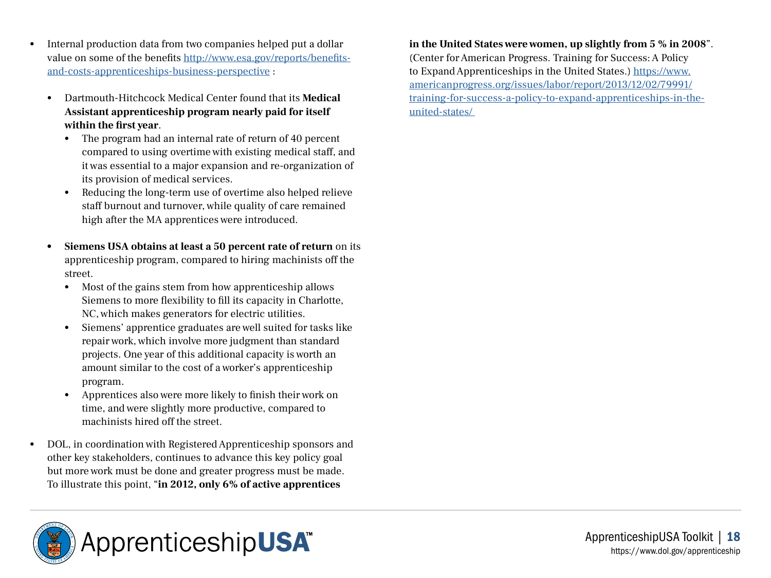- Internal production data from two companies helped put a dollar value on some of the benefits http://www.esa.gov/reports/benefits-and-costs-apprenticeships-business-perspective :

    - Dartmouth-Hitchcock Medical Center found that its **Medical Assistant apprenticeship program nearly paid for itself within the first year**.
        - The program had an internal rate of return of 40 percent compared to using overtime with existing medical staff, and it was essential to a major expansion and re-organization of its provision of medical services.
        - Reducing the long-term use of overtime also helped relieve staff burnout and turnover, while quality of care remained high after the MA apprentices were introduced.

    - **Siemens USA obtains at least a 50 percent rate of return** on its apprenticeship program, compared to hiring machinists off the street.
        - Most of the gains stem from how apprenticeship allows Siemens to more flexibility to fill its capacity in Charlotte, NC, which makes generators for electric utilities.
        - Siemens' apprentice graduates are well suited for tasks like repair work, which involve more judgment than standard projects. One year of this additional capacity is worth an amount similar to the cost of a worker's apprenticeship program.
        - Apprentices also were more likely to finish their work on time, and were slightly more productive, compared to machinists hired off the street.

- DOL, in coordination with Registered Apprenticeship sponsors and other key stakeholders, continues to advance this key policy goal but more work must be done and greater progress must be made. To illustrate this point, "**in 2012, only 6% of active apprentices in the United States were women, up slightly from 5 % in 2008**". (Center for American Progress. Training for Success: A Policy to Expand Apprenticeships in the United States.) https://www.americanprogress.org/issues/labor/report/2013/12/02/79991/training-for-success-a-policy-to-expand-apprenticeships-in-the-united-states/